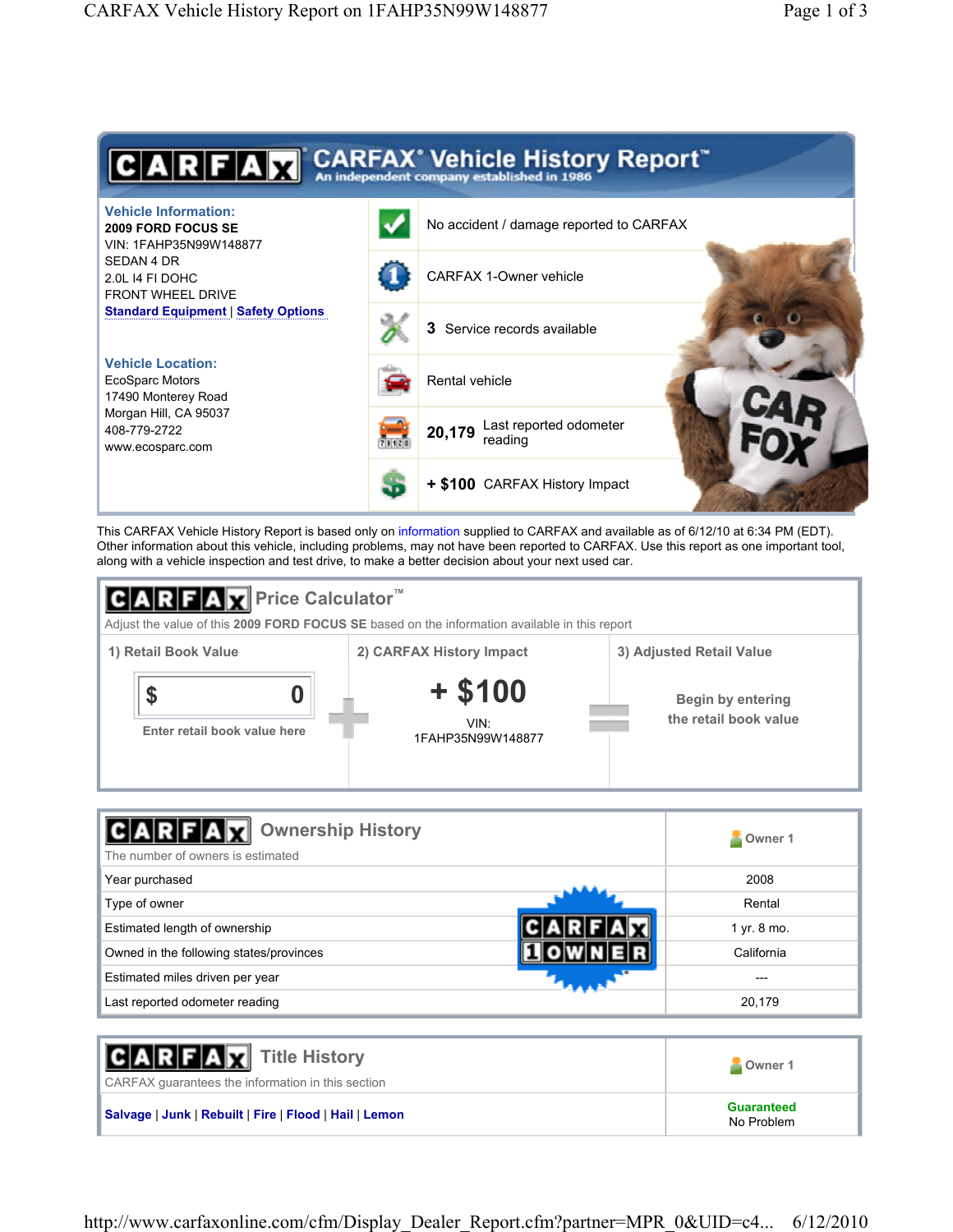# CARFAX® Vehicle History Report™

An independent company established in 1986

**Vehicle Information:**

**2009 FORD FOCUS SE**
VIN: 1FAHP35N99W148877
SEDAN 4 DR
2.0L I4 FI DOHC
FRONT WHEEL DRIVE
Standard Equipment | Safety Options

**Vehicle Location:**

EcoSparc Motors
17490 Monterey Road
Morgan Hill, CA 95037
408-779-2722
www.ecosparc.com

- No accident / damage reported to CARFAX
- CARFAX 1-Owner vehicle
- **3** Service records available
- Rental vehicle
- **20,179** Last reported odometer reading
- **+ $100** CARFAX History Impact

This CARFAX Vehicle History Report is based only on information supplied to CARFAX and available as of 6/12/10 at 6:34 PM (EDT). Other information about this vehicle, including problems, may not have been reported to CARFAX. Use this report as one important tool, along with a vehicle inspection and test drive, to make a better decision about your next used car.

## CARFAX Price Calculator™

Adjust the value of this **2009 FORD FOCUS SE** based on the information available in this report

| 1) Retail Book Value | 2) CARFAX History Impact | 3) Adjusted Retail Value |
|---|---|---|
| $ 0<br>Enter retail book value here | **+ $100**<br>VIN: 1FAHP35N99W148877 | Begin by entering the retail book value |

## CARFAX Ownership History

The number of owners is estimated

| | Owner 1 |
|---|---|
| Year purchased | 2008 |
| Type of owner | Rental |
| Estimated length of ownership | 1 yr. 8 mo. |
| Owned in the following states/provinces | California |
| Estimated miles driven per year | --- |
| Last reported odometer reading | 20,179 |

CARFAX 1 OWNER

## CARFAX Title History

CARFAX guarantees the information in this section

| | Owner 1 |
|---|---|
| Salvage \| Junk \| Rebuilt \| Fire \| Flood \| Hail \| Lemon | **Guaranteed**<br>No Problem |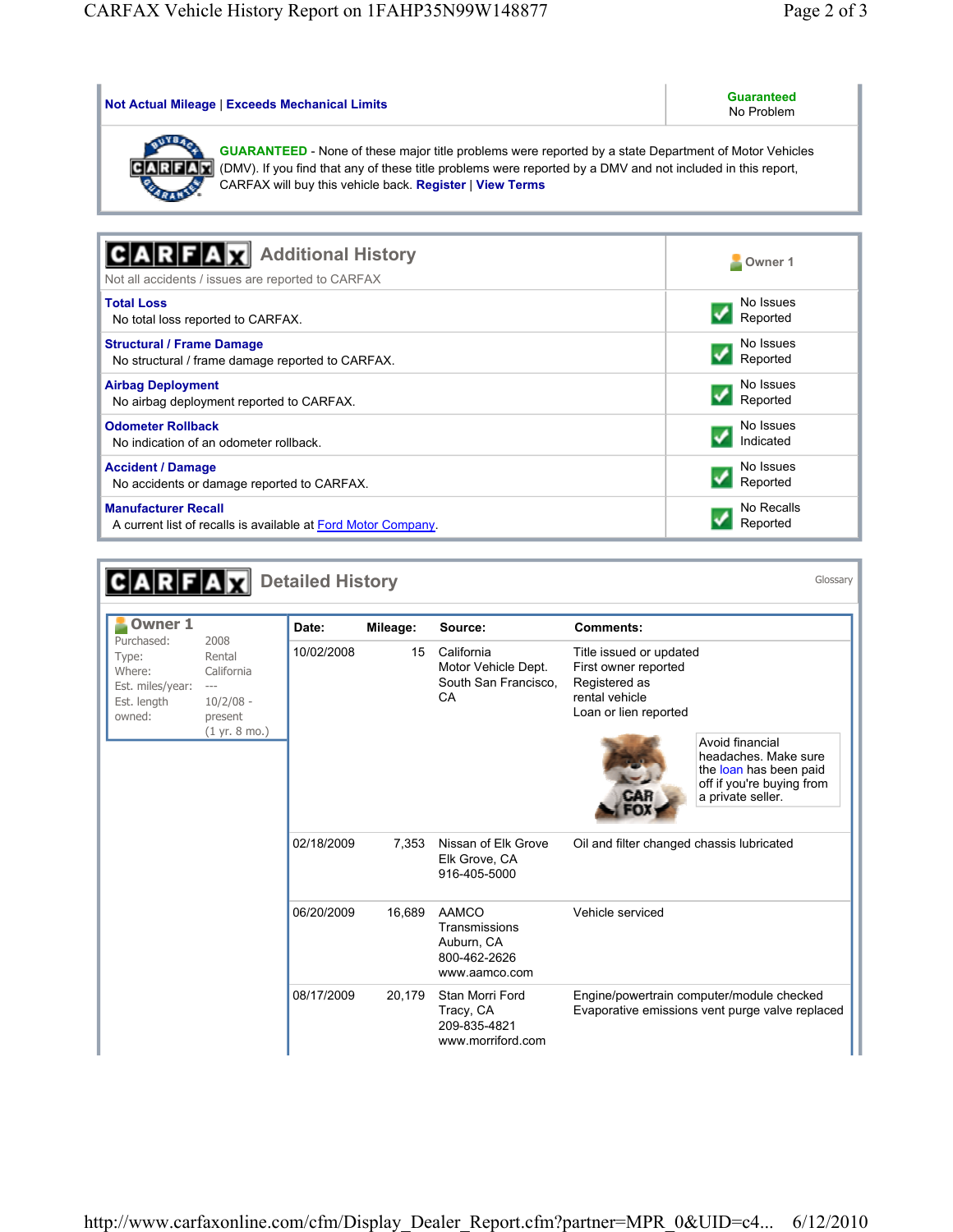| Not Actual Mileage \| Exceeds Mechanical Limits | Guaranteed No Problem |
|---|---|

**GUARANTEED** - None of these major title problems were reported by a state Department of Motor Vehicles (DMV). If you find that any of these title problems were reported by a DMV and not included in this report, CARFAX will buy this vehicle back. **Register** | **View Terms**

## CARFAX Additional History

Not all accidents / issues are reported to CARFAX

| | Owner 1 |
|---|---|
| **Total Loss**<br>No total loss reported to CARFAX. | No Issues Reported |
| **Structural / Frame Damage**<br>No structural / frame damage reported to CARFAX. | No Issues Reported |
| **Airbag Deployment**<br>No airbag deployment reported to CARFAX. | No Issues Reported |
| **Odometer Rollback**<br>No indication of an odometer rollback. | No Issues Indicated |
| **Accident / Damage**<br>No accidents or damage reported to CARFAX. | No Issues Reported |
| **Manufacturer Recall**<br>A current list of recalls is available at Ford Motor Company. | No Recalls Reported |

## CARFAX Detailed History

Glossary

**Owner 1**

| | |
|---|---|
| Purchased: | 2008 |
| Type: | Rental |
| Where: | California |
| Est. miles/year: | --- |
| Est. length owned: | 10/2/08 - present (1 yr. 8 mo.) |

| Date: | Mileage: | Source: | Comments: |
|---|---|---|---|
| 10/02/2008 | 15 | California Motor Vehicle Dept. South San Francisco, CA | Title issued or updated<br>First owner reported<br>Registered as rental vehicle<br>Loan or lien reported<br>Avoid financial headaches. Make sure the loan has been paid off if you're buying from a private seller. |
| 02/18/2009 | 7,353 | Nissan of Elk Grove Elk Grove, CA 916-405-5000 | Oil and filter changed chassis lubricated |
| 06/20/2009 | 16,689 | AAMCO Transmissions Auburn, CA 800-462-2626 www.aamco.com | Vehicle serviced |
| 08/17/2009 | 20,179 | Stan Morri Ford Tracy, CA 209-835-4821 www.morriford.com | Engine/powertrain computer/module checked<br>Evaporative emissions vent purge valve replaced |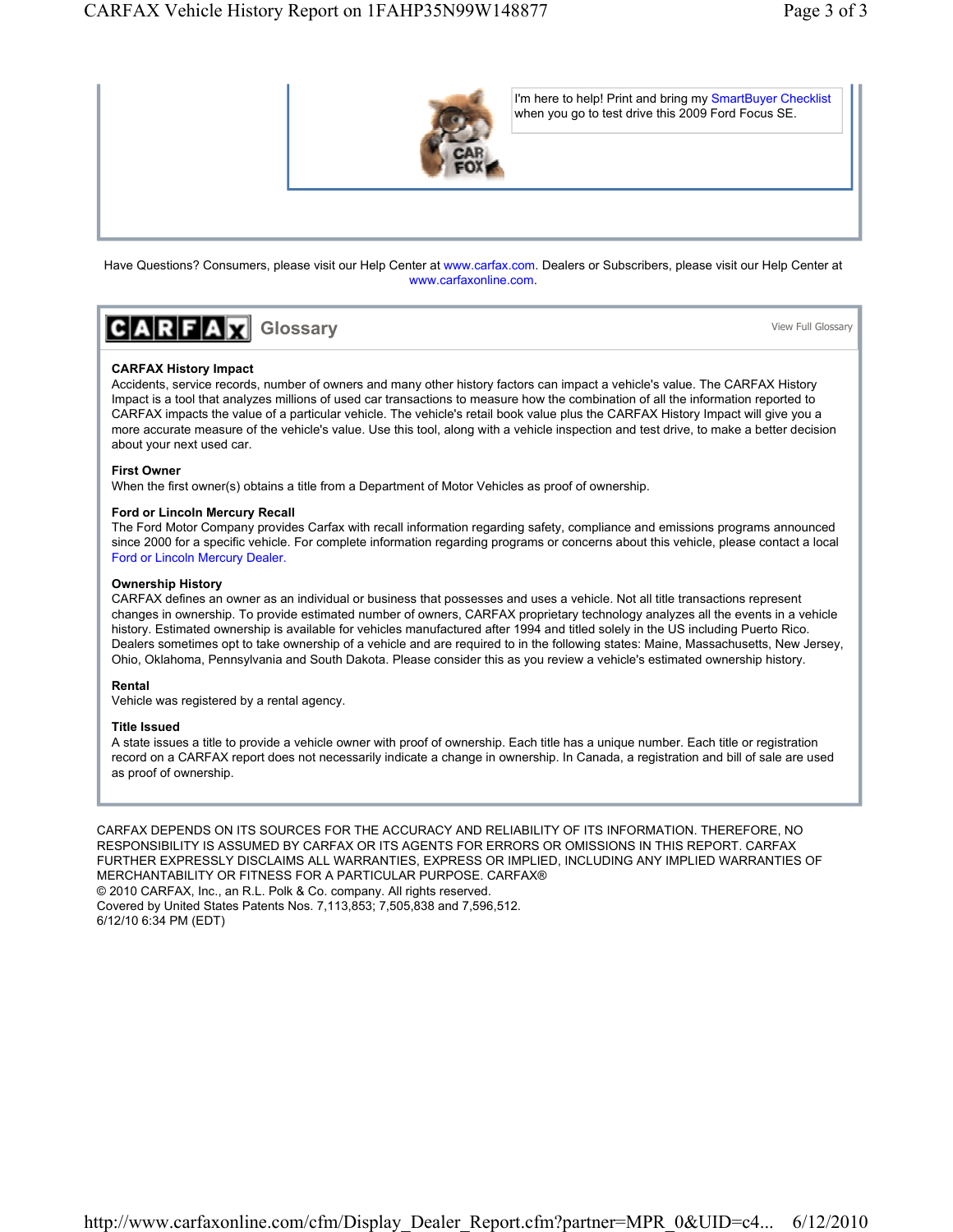I'm here to help! Print and bring my SmartBuyer Checklist when you go to test drive this 2009 Ford Focus SE.

Have Questions? Consumers, please visit our Help Center at www.carfax.com. Dealers or Subscribers, please visit our Help Center at www.carfaxonline.com.

## CARFAX Glossary

View Full Glossary

**CARFAX History Impact**
Accidents, service records, number of owners and many other history factors can impact a vehicle's value. The CARFAX History Impact is a tool that analyzes millions of used car transactions to measure how the combination of all the information reported to CARFAX impacts the value of a particular vehicle. The vehicle's retail book value plus the CARFAX History Impact will give you a more accurate measure of the vehicle's value. Use this tool, along with a vehicle inspection and test drive, to make a better decision about your next used car.

**First Owner**
When the first owner(s) obtains a title from a Department of Motor Vehicles as proof of ownership.

**Ford or Lincoln Mercury Recall**
The Ford Motor Company provides Carfax with recall information regarding safety, compliance and emissions programs announced since 2000 for a specific vehicle. For complete information regarding programs or concerns about this vehicle, please contact a local Ford or Lincoln Mercury Dealer.

**Ownership History**
CARFAX defines an owner as an individual or business that possesses and uses a vehicle. Not all title transactions represent changes in ownership. To provide estimated number of owners, CARFAX proprietary technology analyzes all the events in a vehicle history. Estimated ownership is available for vehicles manufactured after 1994 and titled solely in the US including Puerto Rico. Dealers sometimes opt to take ownership of a vehicle and are required to in the following states: Maine, Massachusetts, New Jersey, Ohio, Oklahoma, Pennsylvania and South Dakota. Please consider this as you review a vehicle's estimated ownership history.

**Rental**
Vehicle was registered by a rental agency.

**Title Issued**
A state issues a title to provide a vehicle owner with proof of ownership. Each title has a unique number. Each title or registration record on a CARFAX report does not necessarily indicate a change in ownership. In Canada, a registration and bill of sale are used as proof of ownership.

CARFAX DEPENDS ON ITS SOURCES FOR THE ACCURACY AND RELIABILITY OF ITS INFORMATION. THEREFORE, NO RESPONSIBILITY IS ASSUMED BY CARFAX OR ITS AGENTS FOR ERRORS OR OMISSIONS IN THIS REPORT. CARFAX FURTHER EXPRESSLY DISCLAIMS ALL WARRANTIES, EXPRESS OR IMPLIED, INCLUDING ANY IMPLIED WARRANTIES OF MERCHANTABILITY OR FITNESS FOR A PARTICULAR PURPOSE. CARFAX®
© 2010 CARFAX, Inc., an R.L. Polk & Co. company. All rights reserved.
Covered by United States Patents Nos. 7,113,853; 7,505,838 and 7,596,512.
6/12/10 6:34 PM (EDT)